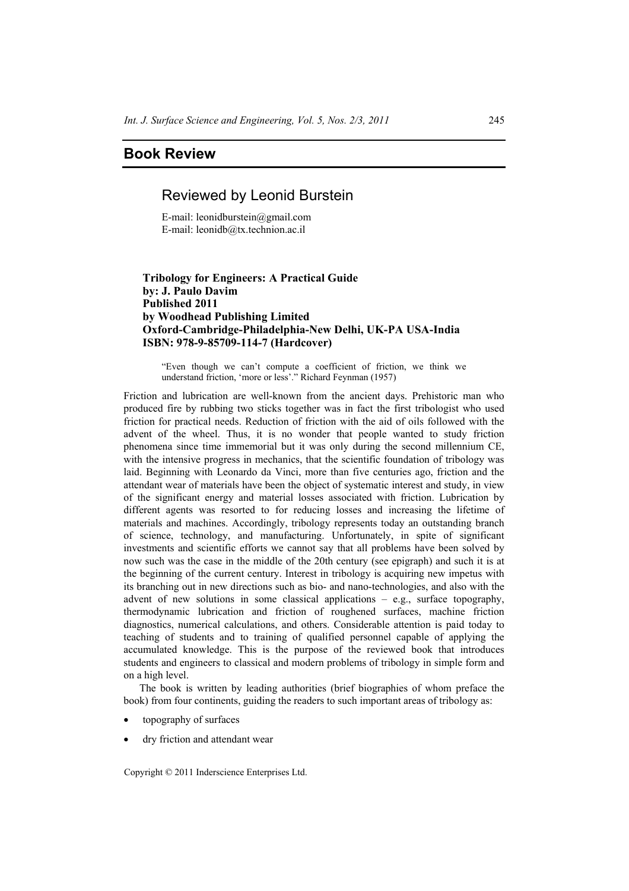## Book Review

### Reviewed by Leonid Burstein

E-mail: leonidburstein@gmail.com
E-mail: leonidb@tx.technion.ac.il

**Tribology for Engineers: A Practical Guide**
**by: J. Paulo Davim**
**Published 2011**
**by Woodhead Publishing Limited**
**Oxford-Cambridge-Philadelphia-New Delhi, UK-PA USA-India**
**ISBN: 978-9-85709-114-7 (Hardcover)**

> "Even though we can't compute a coefficient of friction, we think we understand friction, 'more or less'." Richard Feynman (1957)

Friction and lubrication are well-known from the ancient days. Prehistoric man who produced fire by rubbing two sticks together was in fact the first tribologist who used friction for practical needs. Reduction of friction with the aid of oils followed with the advent of the wheel. Thus, it is no wonder that people wanted to study friction phenomena since time immemorial but it was only during the second millennium CE, with the intensive progress in mechanics, that the scientific foundation of tribology was laid. Beginning with Leonardo da Vinci, more than five centuries ago, friction and the attendant wear of materials have been the object of systematic interest and study, in view of the significant energy and material losses associated with friction. Lubrication by different agents was resorted to for reducing losses and increasing the lifetime of materials and machines. Accordingly, tribology represents today an outstanding branch of science, technology, and manufacturing. Unfortunately, in spite of significant investments and scientific efforts we cannot say that all problems have been solved by now such was the case in the middle of the 20th century (see epigraph) and such it is at the beginning of the current century. Interest in tribology is acquiring new impetus with its branching out in new directions such as bio- and nano-technologies, and also with the advent of new solutions in some classical applications – e.g., surface topography, thermodynamic lubrication and friction of roughened surfaces, machine friction diagnostics, numerical calculations, and others. Considerable attention is paid today to teaching of students and to training of qualified personnel capable of applying the accumulated knowledge. This is the purpose of the reviewed book that introduces students and engineers to classical and modern problems of tribology in simple form and on a high level.

The book is written by leading authorities (brief biographies of whom preface the book) from four continents, guiding the readers to such important areas of tribology as:

- topography of surfaces
- dry friction and attendant wear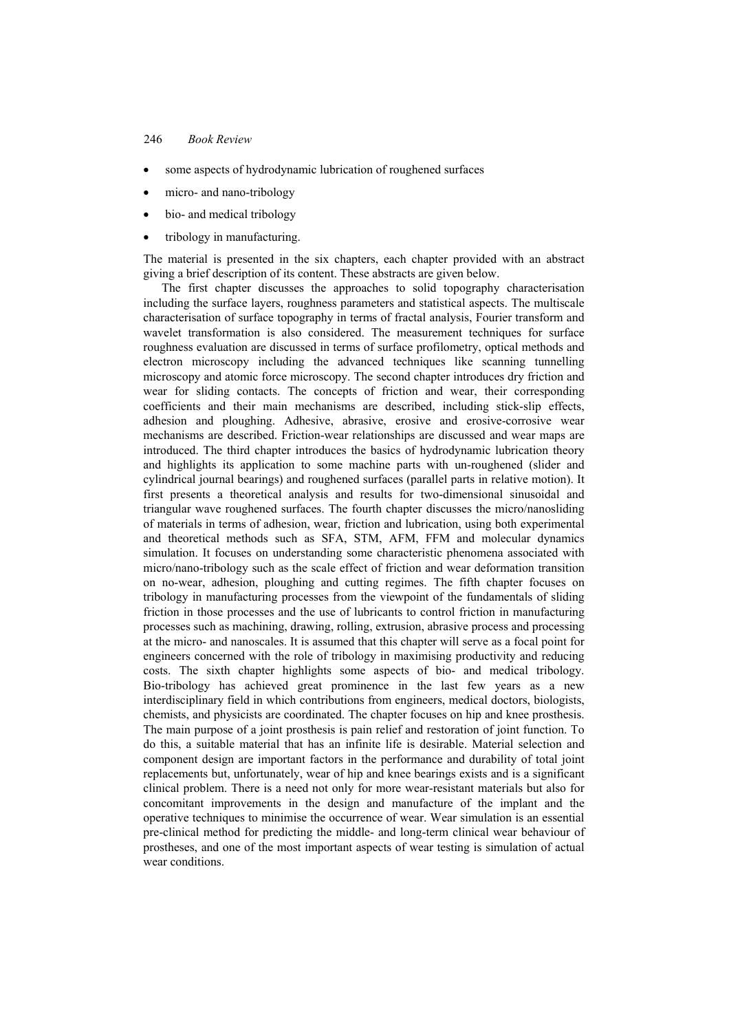- some aspects of hydrodynamic lubrication of roughened surfaces
- micro- and nano-tribology
- bio- and medical tribology
- tribology in manufacturing.

The material is presented in the six chapters, each chapter provided with an abstract giving a brief description of its content. These abstracts are given below.

The first chapter discusses the approaches to solid topography characterisation including the surface layers, roughness parameters and statistical aspects. The multiscale characterisation of surface topography in terms of fractal analysis, Fourier transform and wavelet transformation is also considered. The measurement techniques for surface roughness evaluation are discussed in terms of surface profilometry, optical methods and electron microscopy including the advanced techniques like scanning tunnelling microscopy and atomic force microscopy. The second chapter introduces dry friction and wear for sliding contacts. The concepts of friction and wear, their corresponding coefficients and their main mechanisms are described, including stick-slip effects, adhesion and ploughing. Adhesive, abrasive, erosive and erosive-corrosive wear mechanisms are described. Friction-wear relationships are discussed and wear maps are introduced. The third chapter introduces the basics of hydrodynamic lubrication theory and highlights its application to some machine parts with un-roughened (slider and cylindrical journal bearings) and roughened surfaces (parallel parts in relative motion). It first presents a theoretical analysis and results for two-dimensional sinusoidal and triangular wave roughened surfaces. The fourth chapter discusses the micro/nanosliding of materials in terms of adhesion, wear, friction and lubrication, using both experimental and theoretical methods such as SFA, STM, AFM, FFM and molecular dynamics simulation. It focuses on understanding some characteristic phenomena associated with micro/nano-tribology such as the scale effect of friction and wear deformation transition on no-wear, adhesion, ploughing and cutting regimes. The fifth chapter focuses on tribology in manufacturing processes from the viewpoint of the fundamentals of sliding friction in those processes and the use of lubricants to control friction in manufacturing processes such as machining, drawing, rolling, extrusion, abrasive process and processing at the micro- and nanoscales. It is assumed that this chapter will serve as a focal point for engineers concerned with the role of tribology in maximising productivity and reducing costs. The sixth chapter highlights some aspects of bio- and medical tribology. Bio-tribology has achieved great prominence in the last few years as a new interdisciplinary field in which contributions from engineers, medical doctors, biologists, chemists, and physicists are coordinated. The chapter focuses on hip and knee prosthesis. The main purpose of a joint prosthesis is pain relief and restoration of joint function. To do this, a suitable material that has an infinite life is desirable. Material selection and component design are important factors in the performance and durability of total joint replacements but, unfortunately, wear of hip and knee bearings exists and is a significant clinical problem. There is a need not only for more wear-resistant materials but also for concomitant improvements in the design and manufacture of the implant and the operative techniques to minimise the occurrence of wear. Wear simulation is an essential pre-clinical method for predicting the middle- and long-term clinical wear behaviour of prostheses, and one of the most important aspects of wear testing is simulation of actual wear conditions.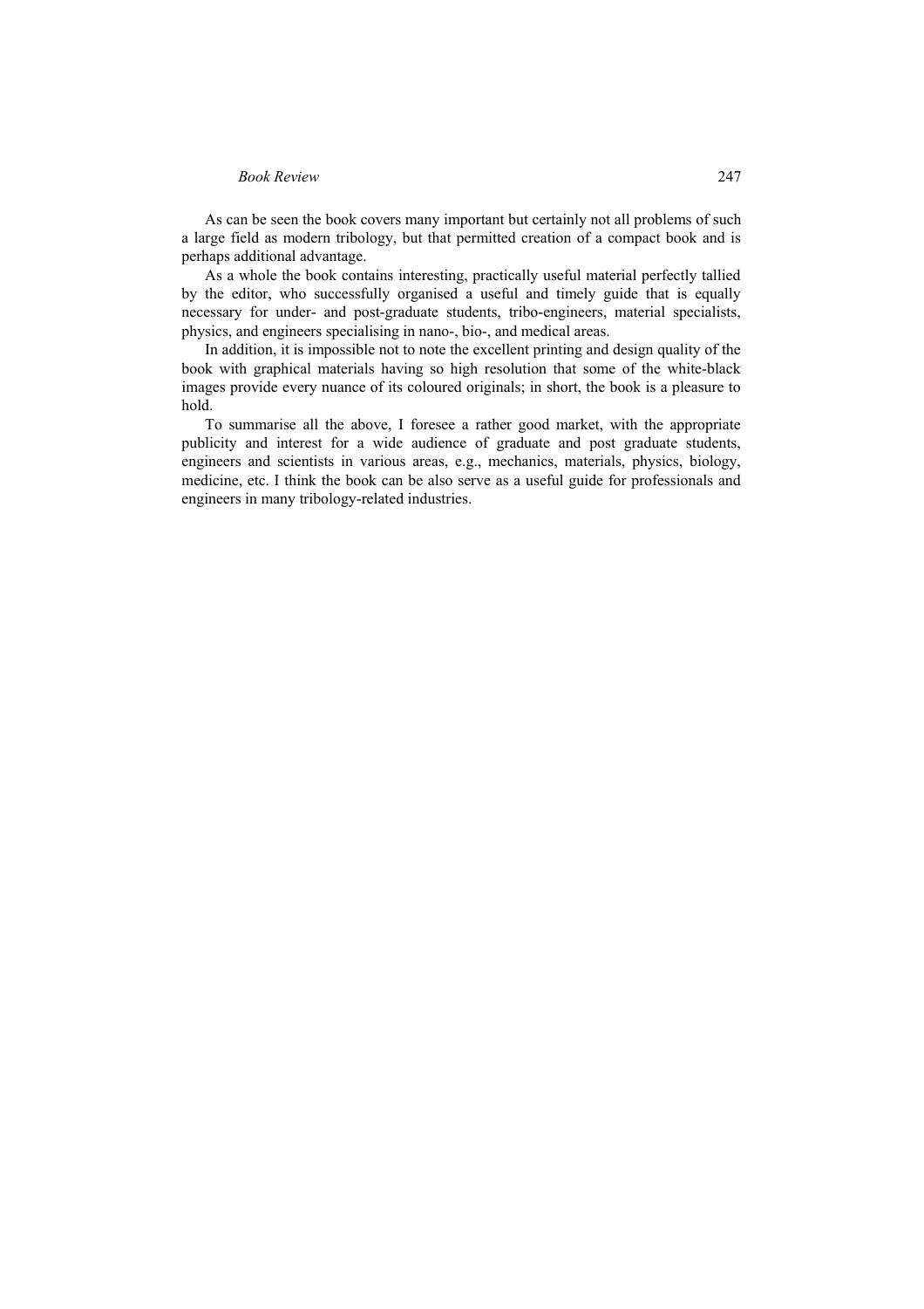As can be seen the book covers many important but certainly not all problems of such a large field as modern tribology, but that permitted creation of a compact book and is perhaps additional advantage.

As a whole the book contains interesting, practically useful material perfectly tallied by the editor, who successfully organised a useful and timely guide that is equally necessary for under- and post-graduate students, tribo-engineers, material specialists, physics, and engineers specialising in nano-, bio-, and medical areas.

In addition, it is impossible not to note the excellent printing and design quality of the book with graphical materials having so high resolution that some of the white-black images provide every nuance of its coloured originals; in short, the book is a pleasure to hold.

To summarise all the above, I foresee a rather good market, with the appropriate publicity and interest for a wide audience of graduate and post graduate students, engineers and scientists in various areas, e.g., mechanics, materials, physics, biology, medicine, etc. I think the book can be also serve as a useful guide for professionals and engineers in many tribology-related industries.